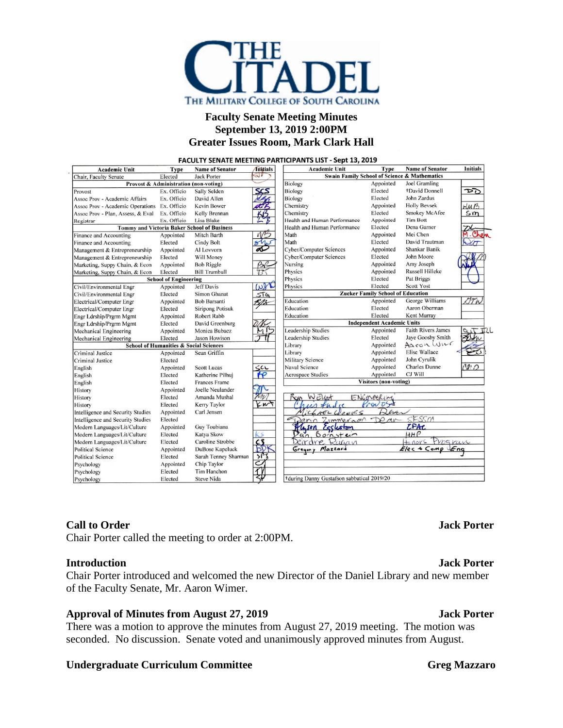# THE CITADEL

THE MILITARY COLLEGE OF SOUTH CAROLINA

## Faculty Senate Meeting Minutes
## September 13, 2019 2:00PM
## Greater Issues Room, Mark Clark Hall

**FACULTY SENATE MEETING PARTICIPANTS LIST - Sept 13, 2019**

| Academic Unit | Type | Name of Senator | Initials |
|---|---|---|---|
| Chair, Faculty Senate | Elected | Jack Porter | JWP |
| **Provost & Administration (non-voting)** | | | |
| Provost | Ex. Officio | Sally Selden | SCS |
| Assoc Prov - Academic Affairs | Ex. Officio | David Allen | DA |
| Assoc Prov - Academic Operations | Ex. Officio | Kevin Bower | KB |
| Assoc Prov - Plan, Assess, & Eval | Ex. Officio | Kelly Brennan | KB |
| Registrar | Ex. Officio | Lisa Blake | LB |
| **Tommy and Victoria Baker School of Business** | | | |
| Finance and Accounting | Appointed | Mitch Barth | MB |
| Finance and Accounting | Elected | Cindy Bolt | CB |
| Management & Entrepreneurship | Appointed | Al Lovvorn | AL |
| Management & Entrepreneurship | Elected | Will Money | |
| Marketing, Suppy Chain, & Econ | Appointed | Bob Riggle | BR |
| Marketing, Suppy Chain, & Econ | Elected | Bill Trumbull | WT |
| **School of Engineering** | | | |
| Civil/Environmental Engr | Appointed | Jeff Davis | JD |
| Civil/Environmental Engr | Elected | Simon Ghanat | STG |
| Electrical/Computer Engr | Appointed | Bob Barsanti | RB |
| Electrical/Computer Engr | Elected | Siripong Potisuk | |
| Engr Ldrship/Prgrm Mgmt | Appointed | Robert Rabb | |
| Engr Ldrship/Prgrm Mgmt | Elected | David Greenburg | DG |
| Mechanical Engineering | Appointed | Monica Bubacz | MB |
| Mechanical Engineering | Elected | Jason Howison | JH |
| **School of Humanities & Social Sciences** | | | |
| Criminal Justice | Appointed | Sean Griffin | |
| Criminal Justice | Elected | | |
| English | Appointed | Scott Lucas | SCL |
| English | Elected | Katherine Pilhuj | KP |
| English | Elected | Frances Frame | |
| History | Appointed | Joelle Neulander | JN |
| History | Elected | Amanda Mushal | AM |
| History | Elected | Kerry Taylor | KWT |
| Intelligence and Security Studies | Appointed | Carl Jensen | |
| Intelligence and Security Studies | Elected | | |
| Modern Languages/Lit/Culture | Appointed | Guy Toubiana | |
| Modern Languages/Lit/Culture | Elected | Katya Skow | KS |
| Modern Languages/Lit/Culture | Elected | Caroline Strobbe | CS |
| Political Science | Appointed | DuBose Kapeluck | BDK |
| Political Science | Elected | Sarah Tenney Sharman | STS |
| Psychology | Appointed | Chip Taylor | CT |
| Psychology | Elected | Tim Hanchon | TH |
| Psychology | Elected | Steve Nida | SN |

| Academic Unit | Type | Name of Senator | Initials |
|---|---|---|---|
| **Swain Family School of Science & Mathematics** | | | |
| Biology | Appointed | Joel Gramling | |
| Biology | Elected | †David Donnell | DD |
| Biology | Elected | John Zardus | |
| Chemistry | Appointed | Holly Bevsek | HMB |
| Chemistry | Elected | Smokey McAfee | SM |
| Health and Human Performance | Appointed | Tim Bott | |
| Health and Human Performance | Elected | Dena Garner | DL |
| Math | Appointed | Mei Chen | M. Chen |
| Math | Elected | David Trautman | DWT |
| Cyber/Computer Sciences | Appointed | Shankar Banik | |
| Cyber/Computer Sciences | Elected | John Moore | JM |
| Nursing | Appointed | Amy Joseph | AJ |
| Physics | Appointed | Russell Hilleke | |
| Physics | Elected | Pat Briggs | |
| Physics | Elected | Scott Yost | |
| **Zucker Family School of Education** | | | |
| Education | Appointed | George Williams | GTW |
| Education | Elected | Aaron Oberman | |
| Education | Elected | Kent Murray | |
| **Independent Academic Units** | | | |
| Leadership Studies | Appointed | Faith Rivers James | for FRJ |
| Leadership Studies | Elected | Jaye Goosby Smith | JGS |
| Library | Appointed | Aaron Wimer | |
| Library | Appointed | Elise Wallace | EW |
| Military Science | Appointed | John Cyrulik | |
| Naval Science | Appointed | Charles Dunne | CMD |
| Aerospace Studies | Appointed | CJ Will | |
| **Visitors (non-voting)** | | | |
| Ron Welch | Engineering | | |
| Chris Fader | Provost | | |
| Michael Weeks | Dean | | |
| Darin Zimmerman | Dean SESSM | | |
| Alyson Eggleston | CPAC | | |
| Dan Bornstein | HHP | | |
| Deirdre Ragan | Honors Program | | |
| Gregory Mazzaro | Elec & Comp Eng | | |

†during Danny Gustafson sabbatical 2019/20

### Call to Order — Jack Porter

Chair Porter called the meeting to order at 2:00PM.

### Introduction — Jack Porter

Chair Porter introduced and welcomed the new Director of the Daniel Library and new member of the Faculty Senate, Mr. Aaron Wimer.

### Approval of Minutes from August 27, 2019 — Jack Porter

There was a motion to approve the minutes from August 27, 2019 meeting. The motion was seconded. No discussion. Senate voted and unanimously approved minutes from August.

### Undergraduate Curriculum Committee — Greg Mazzaro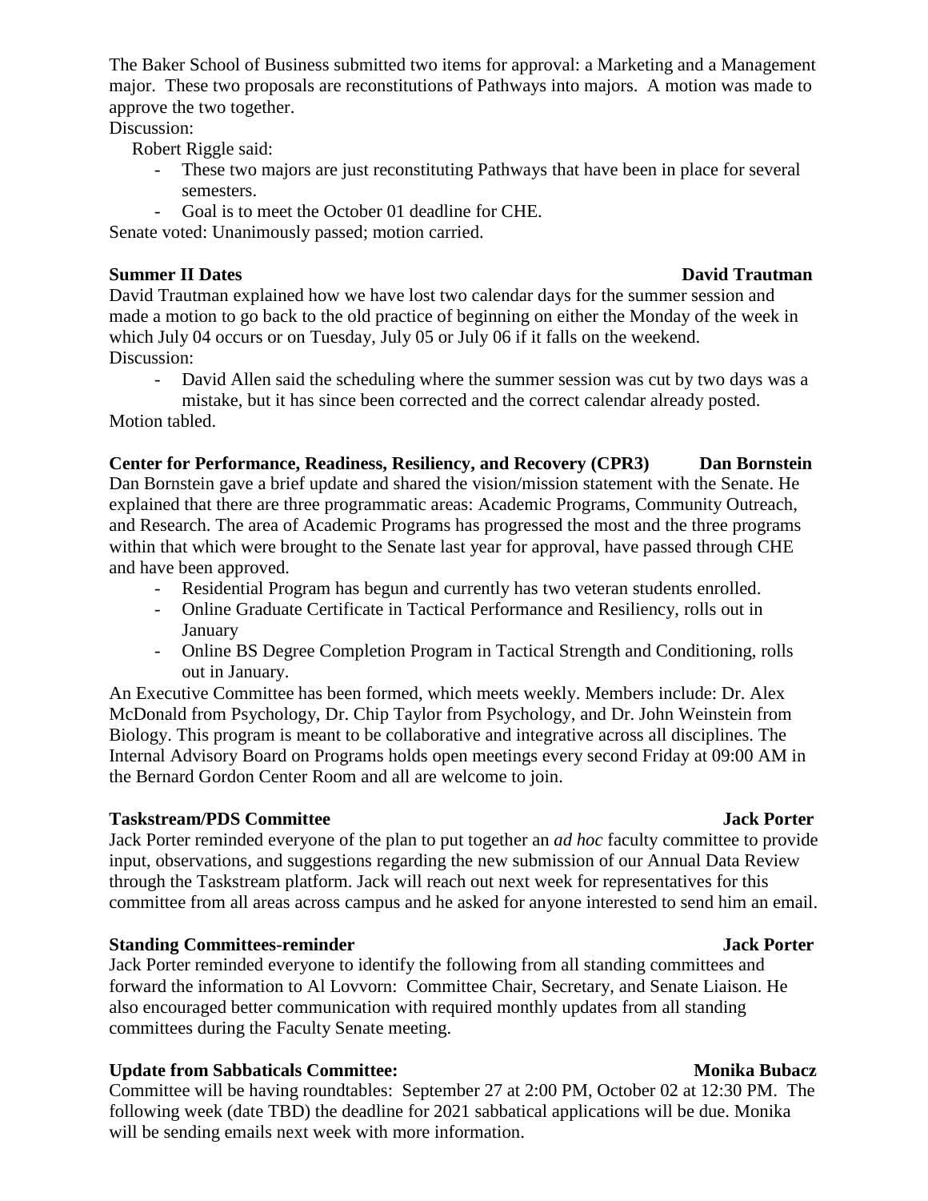The Baker School of Business submitted two items for approval: a Marketing and a Management major. These two proposals are reconstitutions of Pathways into majors. A motion was made to approve the two together.

Discussion:

Robert Riggle said:

- These two majors are just reconstituting Pathways that have been in place for several semesters.
- Goal is to meet the October 01 deadline for CHE.

Senate voted: Unanimously passed; motion carried.

**Summer II Dates** **David Trautman**

David Trautman explained how we have lost two calendar days for the summer session and made a motion to go back to the old practice of beginning on either the Monday of the week in which July 04 occurs or on Tuesday, July 05 or July 06 if it falls on the weekend.

Discussion:

- David Allen said the scheduling where the summer session was cut by two days was a mistake, but it has since been corrected and the correct calendar already posted.

Motion tabled.

**Center for Performance, Readiness, Resiliency, and Recovery (CPR3)** **Dan Bornstein**

Dan Bornstein gave a brief update and shared the vision/mission statement with the Senate. He explained that there are three programmatic areas: Academic Programs, Community Outreach, and Research. The area of Academic Programs has progressed the most and the three programs within that which were brought to the Senate last year for approval, have passed through CHE and have been approved.

- Residential Program has begun and currently has two veteran students enrolled.
- Online Graduate Certificate in Tactical Performance and Resiliency, rolls out in January
- Online BS Degree Completion Program in Tactical Strength and Conditioning, rolls out in January.

An Executive Committee has been formed, which meets weekly. Members include: Dr. Alex McDonald from Psychology, Dr. Chip Taylor from Psychology, and Dr. John Weinstein from Biology. This program is meant to be collaborative and integrative across all disciplines. The Internal Advisory Board on Programs holds open meetings every second Friday at 09:00 AM in the Bernard Gordon Center Room and all are welcome to join.

**Taskstream/PDS Committee** **Jack Porter**

Jack Porter reminded everyone of the plan to put together an *ad hoc* faculty committee to provide input, observations, and suggestions regarding the new submission of our Annual Data Review through the Taskstream platform. Jack will reach out next week for representatives for this committee from all areas across campus and he asked for anyone interested to send him an email.

**Standing Committees-reminder** **Jack Porter**

Jack Porter reminded everyone to identify the following from all standing committees and forward the information to Al Lovvorn: Committee Chair, Secretary, and Senate Liaison. He also encouraged better communication with required monthly updates from all standing committees during the Faculty Senate meeting.

**Update from Sabbaticals Committee:** **Monika Bubacz**

Committee will be having roundtables: September 27 at 2:00 PM, October 02 at 12:30 PM. The following week (date TBD) the deadline for 2021 sabbatical applications will be due. Monika will be sending emails next week with more information.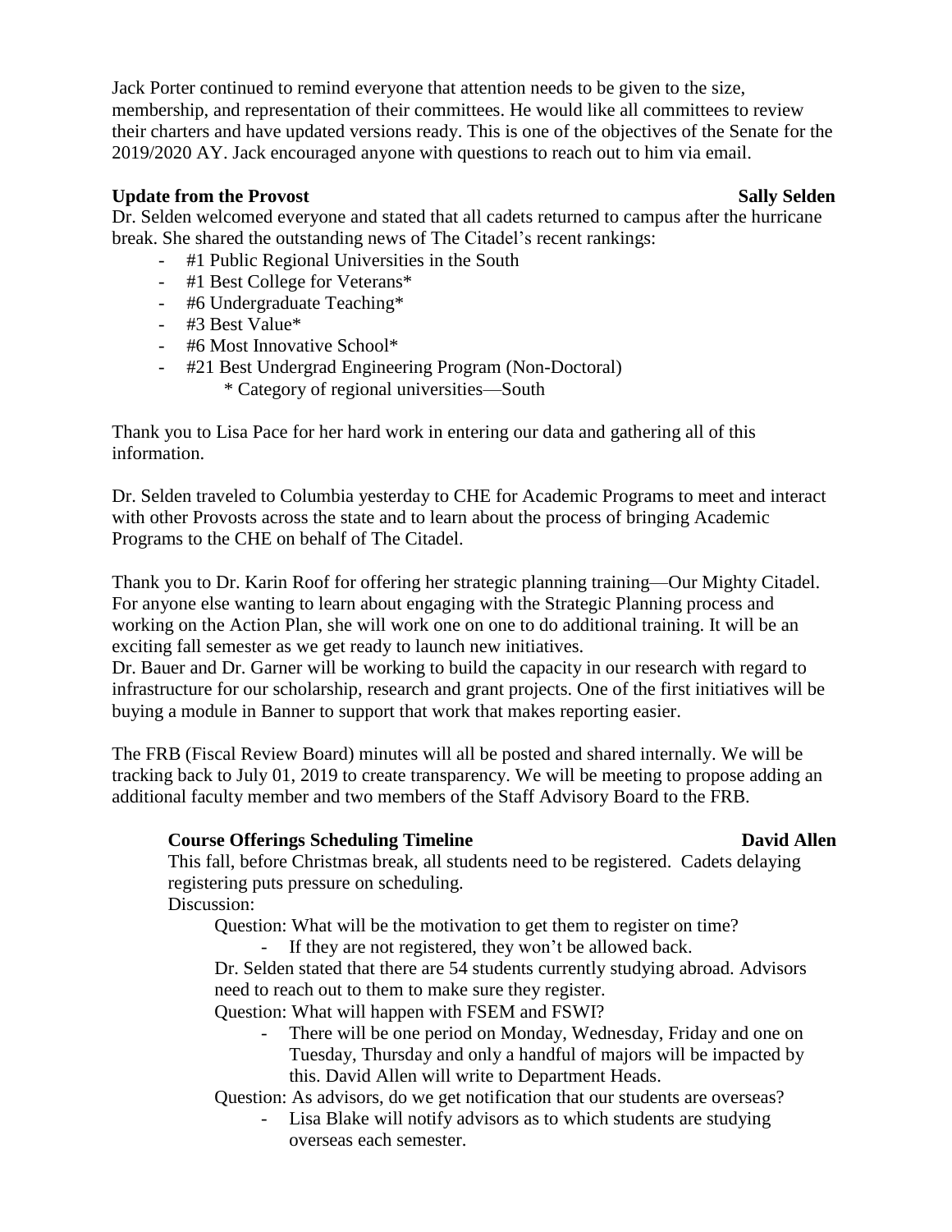Jack Porter continued to remind everyone that attention needs to be given to the size, membership, and representation of their committees. He would like all committees to review their charters and have updated versions ready. This is one of the objectives of the Senate for the 2019/2020 AY. Jack encouraged anyone with questions to reach out to him via email.

**Update from the Provost** **Sally Selden**

Dr. Selden welcomed everyone and stated that all cadets returned to campus after the hurricane break. She shared the outstanding news of The Citadel's recent rankings:

- #1 Public Regional Universities in the South
- #1 Best College for Veterans*
- #6 Undergraduate Teaching*
- #3 Best Value*
- #6 Most Innovative School*
- #21 Best Undergrad Engineering Program (Non-Doctoral)
  - \* Category of regional universities—South

Thank you to Lisa Pace for her hard work in entering our data and gathering all of this information.

Dr. Selden traveled to Columbia yesterday to CHE for Academic Programs to meet and interact with other Provosts across the state and to learn about the process of bringing Academic Programs to the CHE on behalf of The Citadel.

Thank you to Dr. Karin Roof for offering her strategic planning training—Our Mighty Citadel. For anyone else wanting to learn about engaging with the Strategic Planning process and working on the Action Plan, she will work one on one to do additional training. It will be an exciting fall semester as we get ready to launch new initiatives.

Dr. Bauer and Dr. Garner will be working to build the capacity in our research with regard to infrastructure for our scholarship, research and grant projects. One of the first initiatives will be buying a module in Banner to support that work that makes reporting easier.

The FRB (Fiscal Review Board) minutes will all be posted and shared internally. We will be tracking back to July 01, 2019 to create transparency. We will be meeting to propose adding an additional faculty member and two members of the Staff Advisory Board to the FRB.

**Course Offerings Scheduling Timeline** **David Allen**

This fall, before Christmas break, all students need to be registered. Cadets delaying registering puts pressure on scheduling.

Discussion:

Question: What will be the motivation to get them to register on time?

- If they are not registered, they won't be allowed back.

Dr. Selden stated that there are 54 students currently studying abroad. Advisors need to reach out to them to make sure they register.

Question: What will happen with FSEM and FSWI?

- There will be one period on Monday, Wednesday, Friday and one on Tuesday, Thursday and only a handful of majors will be impacted by this. David Allen will write to Department Heads.

Question: As advisors, do we get notification that our students are overseas?

- Lisa Blake will notify advisors as to which students are studying overseas each semester.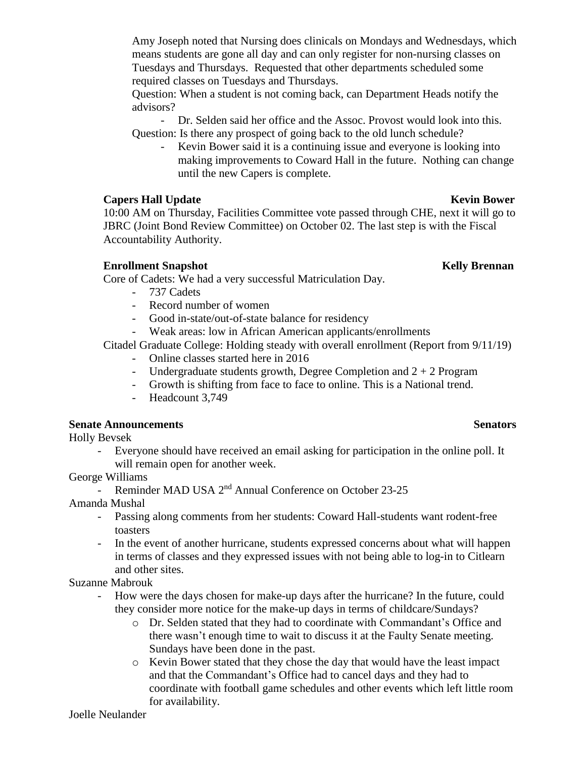Amy Joseph noted that Nursing does clinicals on Mondays and Wednesdays, which means students are gone all day and can only register for non-nursing classes on Tuesdays and Thursdays. Requested that other departments scheduled some required classes on Tuesdays and Thursdays.

Question: When a student is not coming back, can Department Heads notify the advisors?

- Dr. Selden said her office and the Assoc. Provost would look into this.

Question: Is there any prospect of going back to the old lunch schedule?

- Kevin Bower said it is a continuing issue and everyone is looking into making improvements to Coward Hall in the future. Nothing can change until the new Capers is complete.

**Capers Hall Update** **Kevin Bower**

10:00 AM on Thursday, Facilities Committee vote passed through CHE, next it will go to JBRC (Joint Bond Review Committee) on October 02. The last step is with the Fiscal Accountability Authority.

**Enrollment Snapshot** **Kelly Brennan**

Core of Cadets: We had a very successful Matriculation Day.

- 737 Cadets
- Record number of women
- Good in-state/out-of-state balance for residency
- Weak areas: low in African American applicants/enrollments

Citadel Graduate College: Holding steady with overall enrollment (Report from 9/11/19)

- Online classes started here in 2016
- Undergraduate students growth, Degree Completion and 2 + 2 Program
- Growth is shifting from face to face to online. This is a National trend.
- Headcount 3,749

**Senate Announcements** **Senators**

Holly Bevsek

- Everyone should have received an email asking for participation in the online poll. It will remain open for another week.

George Williams

- Reminder MAD USA 2nd Annual Conference on October 23-25

Amanda Mushal

- Passing along comments from her students: Coward Hall-students want rodent-free toasters
- In the event of another hurricane, students expressed concerns about what will happen in terms of classes and they expressed issues with not being able to log-in to Citlearn and other sites.

Suzanne Mabrouk

- How were the days chosen for make-up days after the hurricane? In the future, could they consider more notice for the make-up days in terms of childcare/Sundays?
  - Dr. Selden stated that they had to coordinate with Commandant's Office and there wasn't enough time to wait to discuss it at the Faulty Senate meeting. Sundays have been done in the past.
  - Kevin Bower stated that they chose the day that would have the least impact and that the Commandant's Office had to cancel days and they had to coordinate with football game schedules and other events which left little room for availability.

Joelle Neulander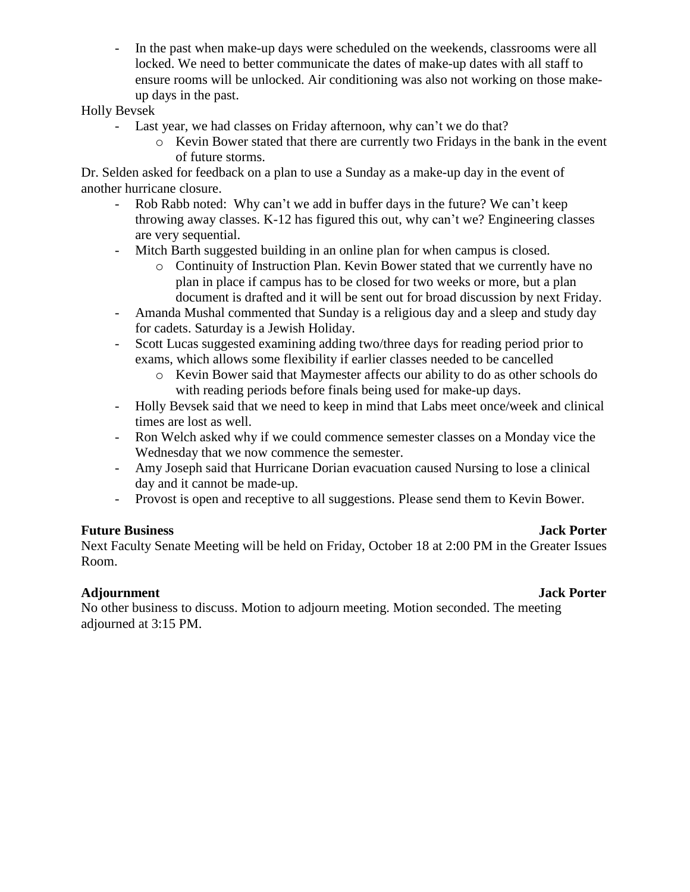- In the past when make-up days were scheduled on the weekends, classrooms were all locked. We need to better communicate the dates of make-up dates with all staff to ensure rooms will be unlocked. Air conditioning was also not working on those make-up days in the past.

Holly Bevsek

- Last year, we had classes on Friday afternoon, why can't we do that?
  - Kevin Bower stated that there are currently two Fridays in the bank in the event of future storms.

Dr. Selden asked for feedback on a plan to use a Sunday as a make-up day in the event of another hurricane closure.

- Rob Rabb noted: Why can't we add in buffer days in the future? We can't keep throwing away classes. K-12 has figured this out, why can't we? Engineering classes are very sequential.
- Mitch Barth suggested building in an online plan for when campus is closed.
  - Continuity of Instruction Plan. Kevin Bower stated that we currently have no plan in place if campus has to be closed for two weeks or more, but a plan document is drafted and it will be sent out for broad discussion by next Friday.
- Amanda Mushal commented that Sunday is a religious day and a sleep and study day for cadets. Saturday is a Jewish Holiday.
- Scott Lucas suggested examining adding two/three days for reading period prior to exams, which allows some flexibility if earlier classes needed to be cancelled
  - Kevin Bower said that Maymester affects our ability to do as other schools do with reading periods before finals being used for make-up days.
- Holly Bevsek said that we need to keep in mind that Labs meet once/week and clinical times are lost as well.
- Ron Welch asked why if we could commence semester classes on a Monday vice the Wednesday that we now commence the semester.
- Amy Joseph said that Hurricane Dorian evacuation caused Nursing to lose a clinical day and it cannot be made-up.
- Provost is open and receptive to all suggestions. Please send them to Kevin Bower.

**Future Business** **Jack Porter**

Next Faculty Senate Meeting will be held on Friday, October 18 at 2:00 PM in the Greater Issues Room.

**Adjournment** **Jack Porter**

No other business to discuss. Motion to adjourn meeting. Motion seconded. The meeting adjourned at 3:15 PM.